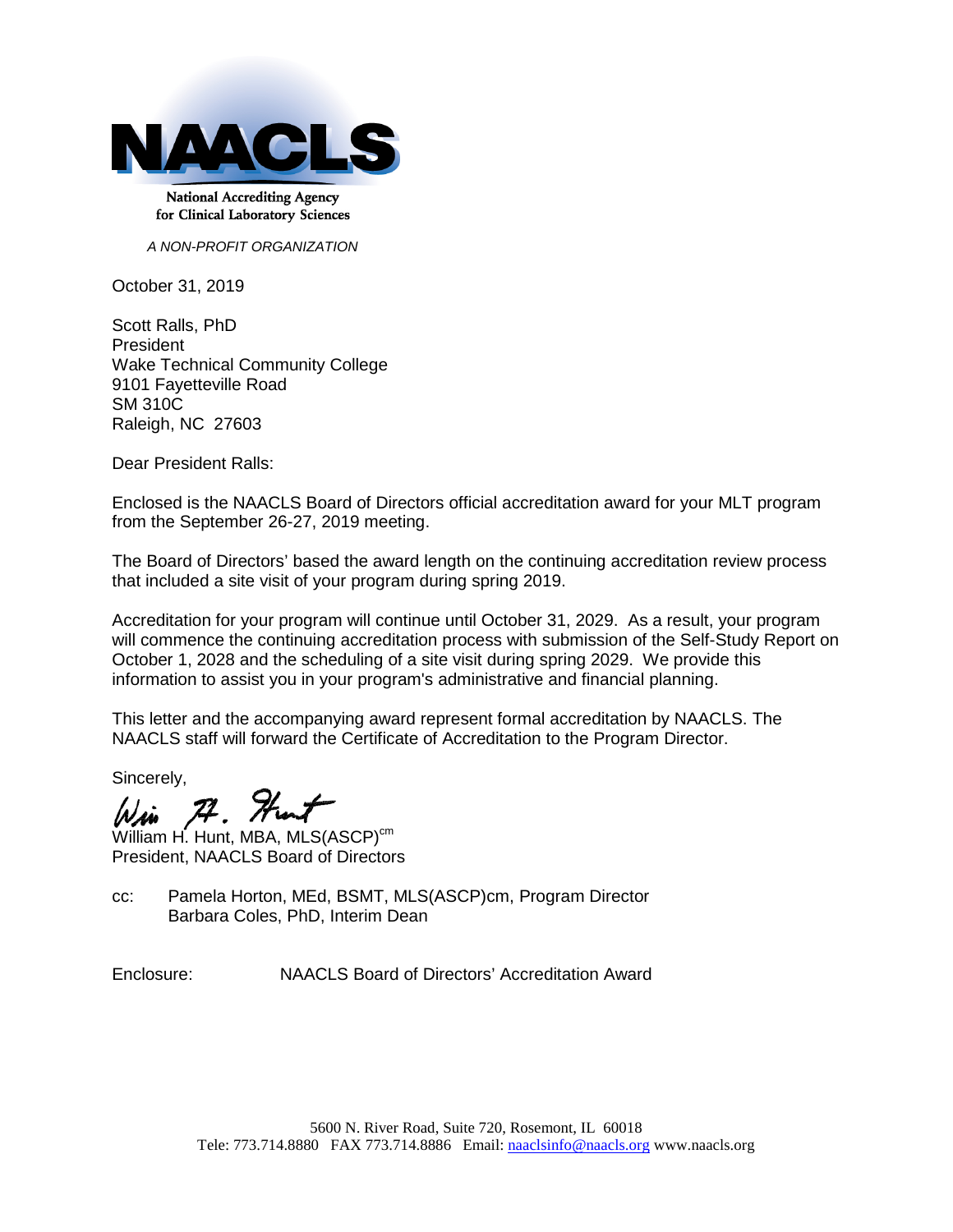# NAACLS

**National Accrediting Agency for Clinical Laboratory Sciences**

*A NON-PROFIT ORGANIZATION*

October 31, 2019

Scott Ralls, PhD
President
Wake Technical Community College
9101 Fayetteville Road
SM 310C
Raleigh, NC 27603

Dear President Ralls:

Enclosed is the NAACLS Board of Directors official accreditation award for your MLT program from the September 26-27, 2019 meeting.

The Board of Directors' based the award length on the continuing accreditation review process that included a site visit of your program during spring 2019.

Accreditation for your program will continue until October 31, 2029. As a result, your program will commence the continuing accreditation process with submission of the Self-Study Report on October 1, 2028 and the scheduling of a site visit during spring 2029. We provide this information to assist you in your program's administrative and financial planning.

This letter and the accompanying award represent formal accreditation by NAACLS. The NAACLS staff will forward the Certificate of Accreditation to the Program Director.

Sincerely,

William H. Hunt, MBA, MLS(ASCP)[cm]
President, NAACLS Board of Directors

cc: Pamela Horton, MEd, BSMT, MLS(ASCP)cm, Program Director
Barbara Coles, PhD, Interim Dean

Enclosure: NAACLS Board of Directors' Accreditation Award

5600 N. River Road, Suite 720, Rosemont, IL 60018
Tele: 773.714.8880 FAX 773.714.8886 Email: naaclsinfo@naacls.org www.naacls.org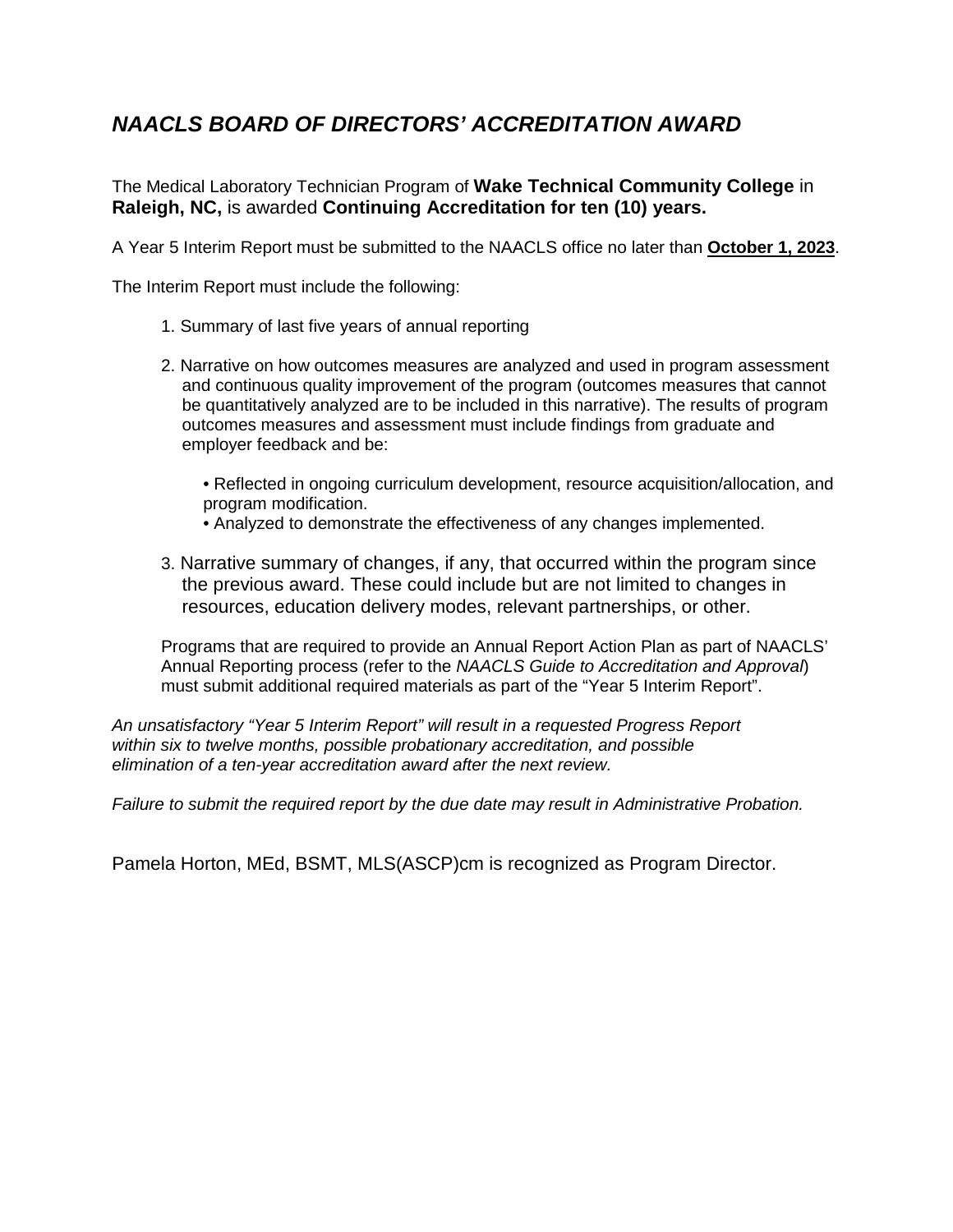## *NAACLS BOARD OF DIRECTORS' ACCREDITATION AWARD*

The Medical Laboratory Technician Program of **Wake Technical Community College** in **Raleigh, NC,** is awarded **Continuing Accreditation for ten (10) years.**

A Year 5 Interim Report must be submitted to the NAACLS office no later than **October 1, 2023**.

The Interim Report must include the following:

1. Summary of last five years of annual reporting
2. Narrative on how outcomes measures are analyzed and used in program assessment and continuous quality improvement of the program (outcomes measures that cannot be quantitatively analyzed are to be included in this narrative). The results of program outcomes measures and assessment must include findings from graduate and employer feedback and be:
   - Reflected in ongoing curriculum development, resource acquisition/allocation, and program modification.
   - Analyzed to demonstrate the effectiveness of any changes implemented.
3. Narrative summary of changes, if any, that occurred within the program since the previous award. These could include but are not limited to changes in resources, education delivery modes, relevant partnerships, or other.

Programs that are required to provide an Annual Report Action Plan as part of NAACLS' Annual Reporting process (refer to the *NAACLS Guide to Accreditation and Approval*) must submit additional required materials as part of the "Year 5 Interim Report".

*An unsatisfactory "Year 5 Interim Report" will result in a requested Progress Report within six to twelve months, possible probationary accreditation, and possible elimination of a ten-year accreditation award after the next review.*

*Failure to submit the required report by the due date may result in Administrative Probation.*

Pamela Horton, MEd, BSMT, MLS(ASCP)cm is recognized as Program Director.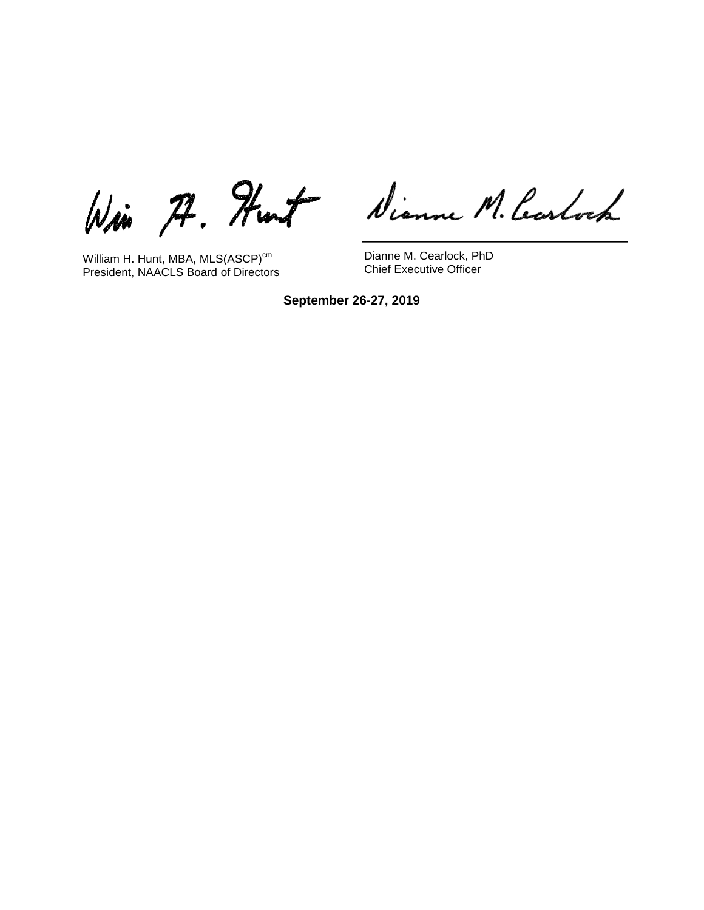William H. Hunt, MBA, MLS(ASCP)[cm]
President, NAACLS Board of Directors

Dianne M. Cearlock, PhD
Chief Executive Officer

**September 26-27, 2019**